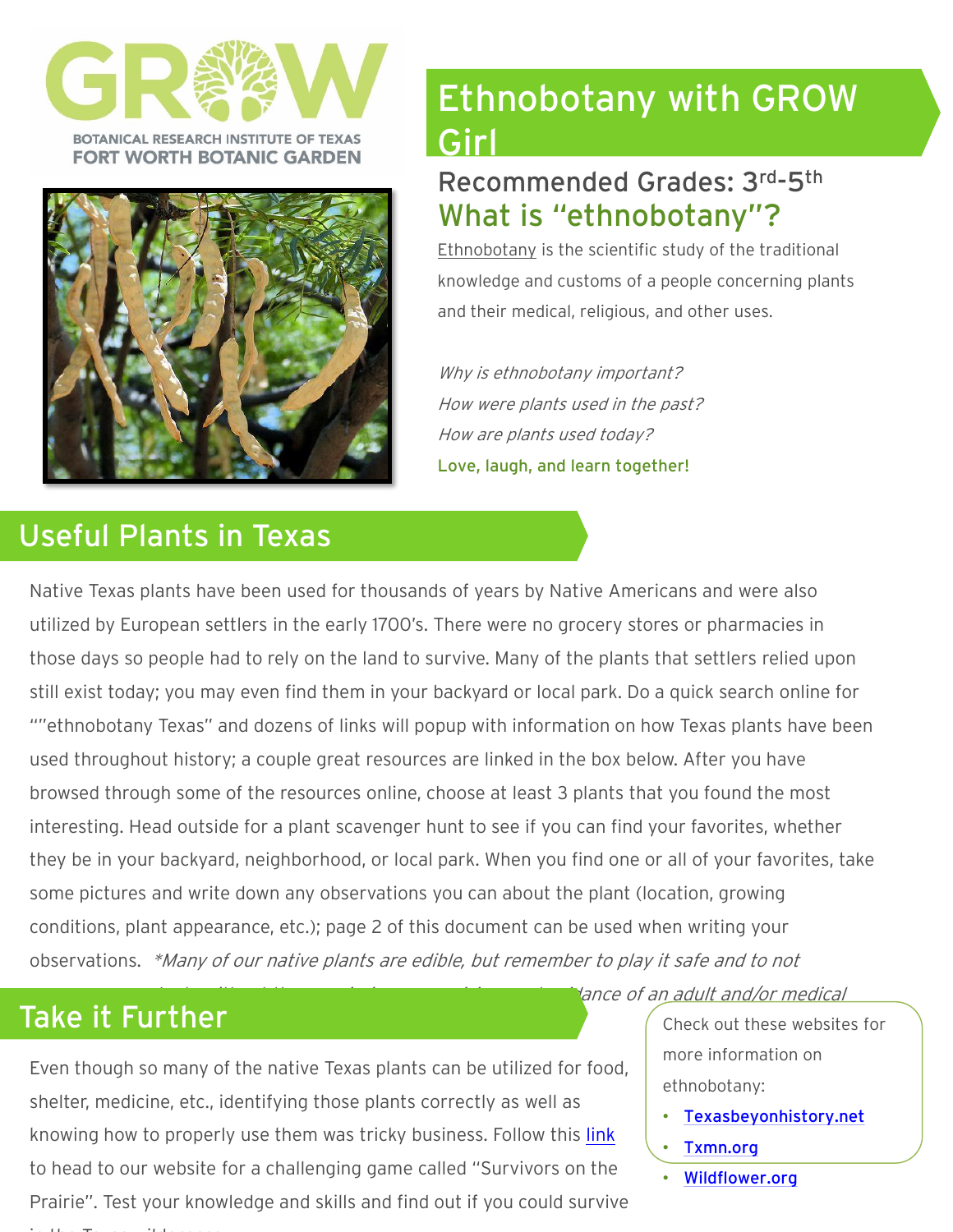GROW

BOTANICAL RESEARCH INSTITUTE OF TEXAS
FORT WORTH BOTANIC GARDEN

# Ethnobotany with GROW Girl

## Recommended Grades: 3rd-5th

## What is "ethnobotany"?

Ethnobotany is the scientific study of the traditional knowledge and customs of a people concerning plants and their medical, religious, and other uses.

*Why is ethnobotany important?*
*How were plants used in the past?*
*How are plants used today?*

**Love, laugh, and learn together!**

## Useful Plants in Texas

Native Texas plants have been used for thousands of years by Native Americans and were also utilized by European settlers in the early 1700's. There were no grocery stores or pharmacies in those days so people had to rely on the land to survive. Many of the plants that settlers relied upon still exist today; you may even find them in your backyard or local park. Do a quick search online for ""ethnobotany Texas" and dozens of links will popup with information on how Texas plants have been used throughout history; a couple great resources are linked in the box below. After you have browsed through some of the resources online, choose at least 3 plants that you found the most interesting. Head outside for a plant scavenger hunt to see if you can find your favorites, whether they be in your backyard, neighborhood, or local park. When you find one or all of your favorites, take some pictures and write down any observations you can about the plant (location, growing conditions, plant appearance, etc.); page 2 of this document can be used when writing your observations. *\*Many of our native plants are edible, but remember to play it safe and to not ... ance of an adult and/or medical*

## Take it Further

Even though so many of the native Texas plants can be utilized for food, shelter, medicine, etc., identifying those plants correctly as well as knowing how to properly use them was tricky business. Follow this link to head to our website for a challenging game called "Survivors on the Prairie". Test your knowledge and skills and find out if you could survive ...

Check out these websites for more information on ethnobotany:

- Texasbeyonhistory.net
- Txmn.org
- Wildflower.org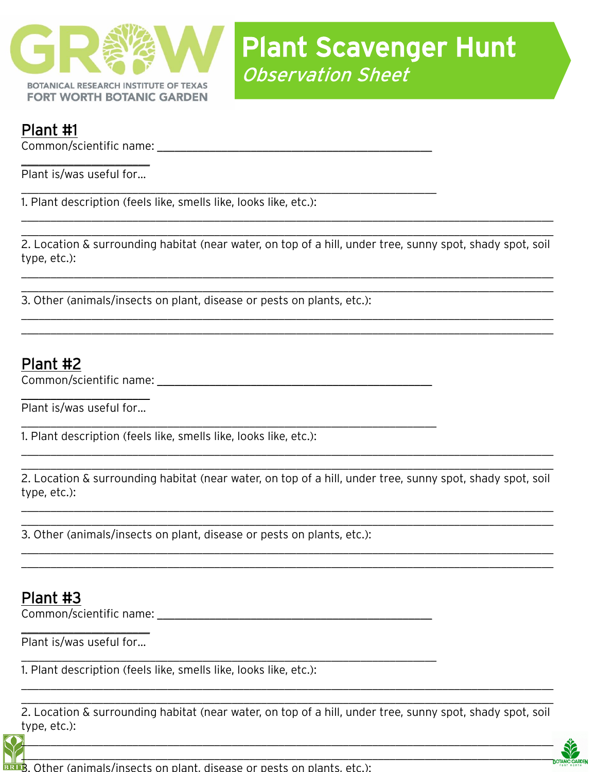# Plant Scavenger Hunt

## *Observation Sheet*

### Plant #1

Common/scientific name: ______________________________________________

______________________

Plant is/was useful for...

______________________________________________________________________

1. Plant description (feels like, smells like, looks like, etc.):

_____________________________________________________________________________________

_____________________________________________________________________________________

2. Location & surrounding habitat (near water, on top of a hill, under tree, sunny spot, shady spot, soil type, etc.):

_____________________________________________________________________________________

_____________________________________________________________________________________

3. Other (animals/insects on plant, disease or pests on plants, etc.):

_____________________________________________________________________________________

_____________________________________________________________________________________

### Plant #2

Common/scientific name: ______________________________________________

______________________

Plant is/was useful for...

______________________________________________________________________

1. Plant description (feels like, smells like, looks like, etc.):

_____________________________________________________________________________________

_____________________________________________________________________________________

2. Location & surrounding habitat (near water, on top of a hill, under tree, sunny spot, shady spot, soil type, etc.):

_____________________________________________________________________________________

_____________________________________________________________________________________

3. Other (animals/insects on plant, disease or pests on plants, etc.):

_____________________________________________________________________________________

_____________________________________________________________________________________

### Plant #3

Common/scientific name: ______________________________________________

______________________

Plant is/was useful for...

______________________________________________________________________

1. Plant description (feels like, smells like, looks like, etc.):

_____________________________________________________________________________________

_____________________________________________________________________________________

2. Location & surrounding habitat (near water, on top of a hill, under tree, sunny spot, shady spot, soil type, etc.):

_____________________________________________________________________________________

_____________________________________________________________________________________

3. Other (animals/insects on plant, disease or pests on plants, etc.):